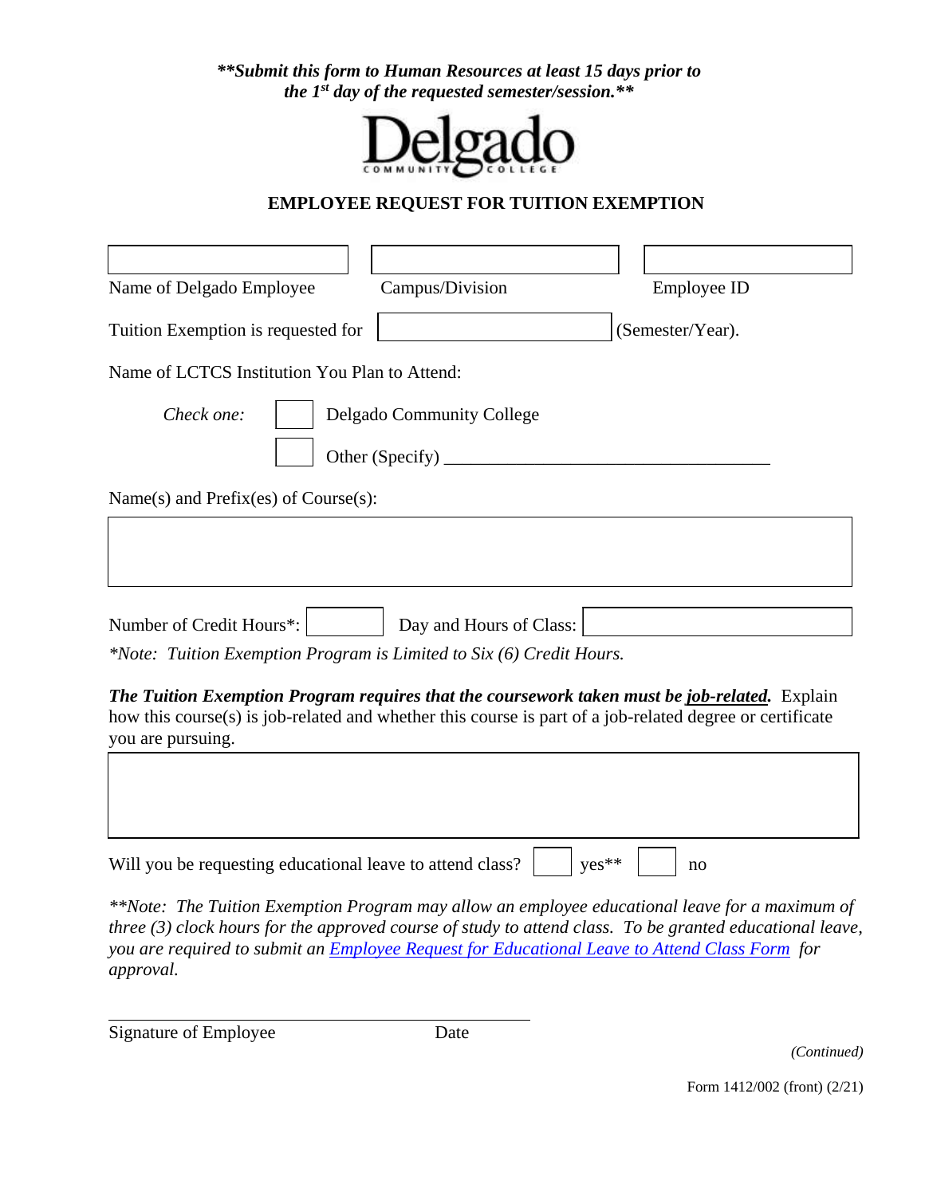***\*\*Submit this form to Human Resources at least 15 days prior to the 1st day of the requested semester/session.\*\****

Delgado
COMMUNITY COLLEGE

**EMPLOYEE REQUEST FOR TUITION EXEMPTION**

| Name of Delgado Employee | Campus/Division | Employee ID |
|---|---|---|
| | | |

Tuition Exemption is requested for ____________ (Semester/Year).

Name of LCTCS Institution You Plan to Attend:

*Check one:* ☐ Delgado Community College

☐ Other (Specify) ___________________________________

Name(s) and Prefix(es) of Course(s):

&nbsp;

Number of Credit Hours*: ________ Day and Hours of Class: ____________

*\*Note: Tuition Exemption Program is Limited to Six (6) Credit Hours.*

***The Tuition Exemption Program requires that the coursework taken must be job-related.*** Explain how this course(s) is job-related and whether this course is part of a job-related degree or certificate you are pursuing.

&nbsp;

Will you be requesting educational leave to attend class? ☐ yes** ☐ no

*\*\*Note: The Tuition Exemption Program may allow an employee educational leave for a maximum of three (3) clock hours for the approved course of study to attend class. To be granted educational leave, you are required to submit an Employee Request for Educational Leave to Attend Class Form for approval.*

_______________________________________________

Signature of Employee Date

*(Continued)*

Form 1412/002 (front) (2/21)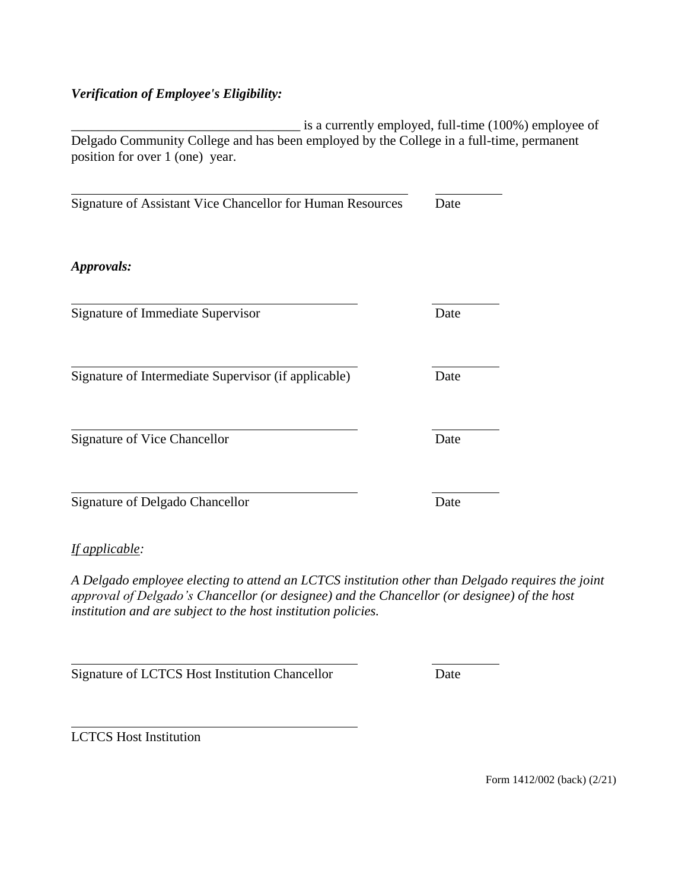***Verification of Employee's Eligibility:***

__________________________________ is a currently employed, full-time (100%) employee of Delgado Community College and has been employed by the College in a full-time, permanent position for over 1 (one) year.

______________________________________________ __________

Signature of Assistant Vice Chancellor for Human Resources Date

***Approvals:***

______________________________________________ __________

Signature of Immediate Supervisor Date

______________________________________________ __________

Signature of Intermediate Supervisor (if applicable) Date

______________________________________________ __________

Signature of Vice Chancellor Date

______________________________________________ __________

Signature of Delgado Chancellor Date

*<u>If applicable</u>:*

*A Delgado employee electing to attend an LCTCS institution other than Delgado requires the joint approval of Delgado's Chancellor (or designee) and the Chancellor (or designee) of the host institution and are subject to the host institution policies.*

______________________________________________ __________

Signature of LCTCS Host Institution Chancellor Date

______________________________________________

LCTCS Host Institution

Form 1412/002 (back) (2/21)